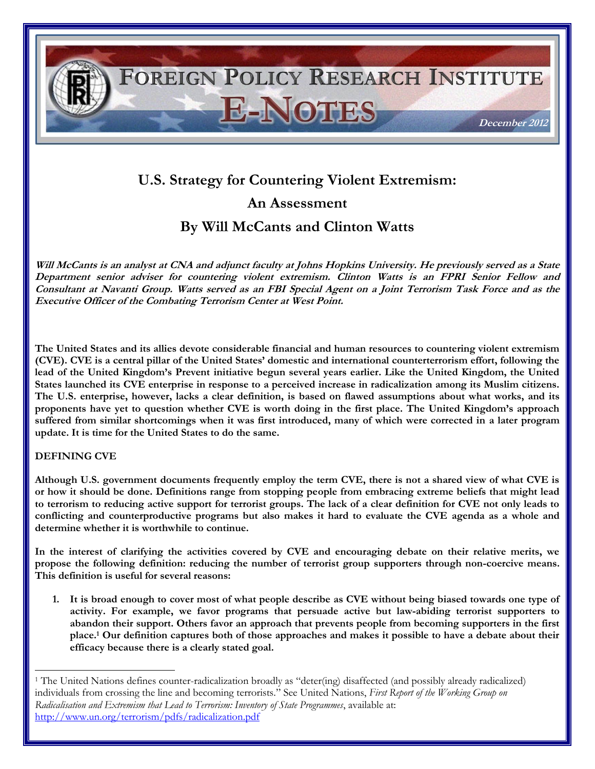FOREIGN POLICY RESEARCH INSTITUTE

E-NOTES

December 2012

# U.S. Strategy for Countering Violent Extremism: An Assessment

## By Will McCants and Clinton Watts

***Will McCants is an analyst at CNA and adjunct faculty at Johns Hopkins University. He previously served as a State Department senior adviser for countering violent extremism. Clinton Watts is an FPRI Senior Fellow and Consultant at Navanti Group. Watts served as an FBI Special Agent on a Joint Terrorism Task Force and as the Executive Officer of the Combating Terrorism Center at West Point.***

**The United States and its allies devote considerable financial and human resources to countering violent extremism (CVE). CVE is a central pillar of the United States' domestic and international counterterrorism effort, following the lead of the United Kingdom's Prevent initiative begun several years earlier. Like the United Kingdom, the United States launched its CVE enterprise in response to a perceived increase in radicalization among its Muslim citizens. The U.S. enterprise, however, lacks a clear definition, is based on flawed assumptions about what works, and its proponents have yet to question whether CVE is worth doing in the first place. The United Kingdom's approach suffered from similar shortcomings when it was first introduced, many of which were corrected in a later program update. It is time for the United States to do the same.**

### DEFINING CVE

**Although U.S. government documents frequently employ the term CVE, there is not a shared view of what CVE is or how it should be done. Definitions range from stopping people from embracing extreme beliefs that might lead to terrorism to reducing active support for terrorist groups. The lack of a clear definition for CVE not only leads to conflicting and counterproductive programs but also makes it hard to evaluate the CVE agenda as a whole and determine whether it is worthwhile to continue.**

**In the interest of clarifying the activities covered by CVE and encouraging debate on their relative merits, we propose the following definition: reducing the number of terrorist group supporters through non-coercive means. This definition is useful for several reasons:**

1. **It is broad enough to cover most of what people describe as CVE without being biased towards one type of activity. For example, we favor programs that persuade active but law-abiding terrorist supporters to abandon their support. Others favor an approach that prevents people from becoming supporters in the first place.[1] Our definition captures both of those approaches and makes it possible to have a debate about their efficacy because there is a clearly stated goal.**

---

[1] The United Nations defines counter-radicalization broadly as "deter(ing) disaffected (and possibly already radicalized) individuals from crossing the line and becoming terrorists." See United Nations, *First Report of the Working Group on Radicalisation and Extremism that Lead to Terrorism: Inventory of State Programmes*, available at: http://www.un.org/terrorism/pdfs/radicalization.pdf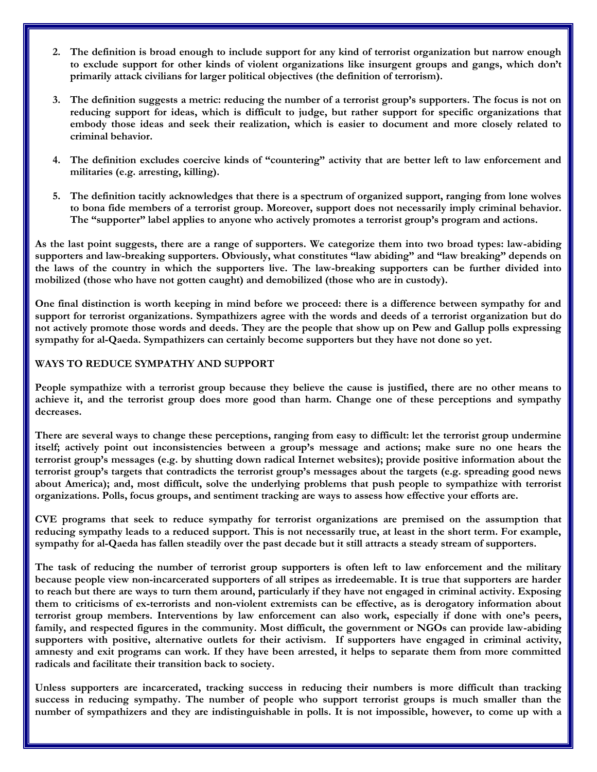2. **The definition is broad enough to include support for any kind of terrorist organization but narrow enough to exclude support for other kinds of violent organizations like insurgent groups and gangs, which don't primarily attack civilians for larger political objectives (the definition of terrorism).**

3. **The definition suggests a metric: reducing the number of a terrorist group's supporters. The focus is not on reducing support for ideas, which is difficult to judge, but rather support for specific organizations that embody those ideas and seek their realization, which is easier to document and more closely related to criminal behavior.**

4. **The definition excludes coercive kinds of "countering" activity that are better left to law enforcement and militaries (e.g. arresting, killing).**

5. **The definition tacitly acknowledges that there is a spectrum of organized support, ranging from lone wolves to bona fide members of a terrorist group. Moreover, support does not necessarily imply criminal behavior. The "supporter" label applies to anyone who actively promotes a terrorist group's program and actions.**

**As the last point suggests, there are a range of supporters. We categorize them into two broad types: law-abiding supporters and law-breaking supporters. Obviously, what constitutes "law abiding" and "law breaking" depends on the laws of the country in which the supporters live. The law-breaking supporters can be further divided into mobilized (those who have not gotten caught) and demobilized (those who are in custody).**

**One final distinction is worth keeping in mind before we proceed: there is a difference between sympathy for and support for terrorist organizations. Sympathizers agree with the words and deeds of a terrorist organization but do not actively promote those words and deeds. They are the people that show up on Pew and Gallup polls expressing sympathy for al-Qaeda. Sympathizers can certainly become supporters but they have not done so yet.**

## WAYS TO REDUCE SYMPATHY AND SUPPORT

**People sympathize with a terrorist group because they believe the cause is justified, there are no other means to achieve it, and the terrorist group does more good than harm. Change one of these perceptions and sympathy decreases.**

**There are several ways to change these perceptions, ranging from easy to difficult: let the terrorist group undermine itself; actively point out inconsistencies between a group's message and actions; make sure no one hears the terrorist group's messages (e.g. by shutting down radical Internet websites); provide positive information about the terrorist group's targets that contradicts the terrorist group's messages about the targets (e.g. spreading good news about America); and, most difficult, solve the underlying problems that push people to sympathize with terrorist organizations. Polls, focus groups, and sentiment tracking are ways to assess how effective your efforts are.**

**CVE programs that seek to reduce sympathy for terrorist organizations are premised on the assumption that reducing sympathy leads to a reduced support. This is not necessarily true, at least in the short term. For example, sympathy for al-Qaeda has fallen steadily over the past decade but it still attracts a steady stream of supporters.**

**The task of reducing the number of terrorist group supporters is often left to law enforcement and the military because people view non-incarcerated supporters of all stripes as irredeemable. It is true that supporters are harder to reach but there are ways to turn them around, particularly if they have not engaged in criminal activity. Exposing them to criticisms of ex-terrorists and non-violent extremists can be effective, as is derogatory information about terrorist group members. Interventions by law enforcement can also work, especially if done with one's peers, family, and respected figures in the community. Most difficult, the government or NGOs can provide law-abiding supporters with positive, alternative outlets for their activism. If supporters have engaged in criminal activity, amnesty and exit programs can work. If they have been arrested, it helps to separate them from more committed radicals and facilitate their transition back to society.**

**Unless supporters are incarcerated, tracking success in reducing their numbers is more difficult than tracking success in reducing sympathy. The number of people who support terrorist groups is much smaller than the number of sympathizers and they are indistinguishable in polls. It is not impossible, however, to come up with a**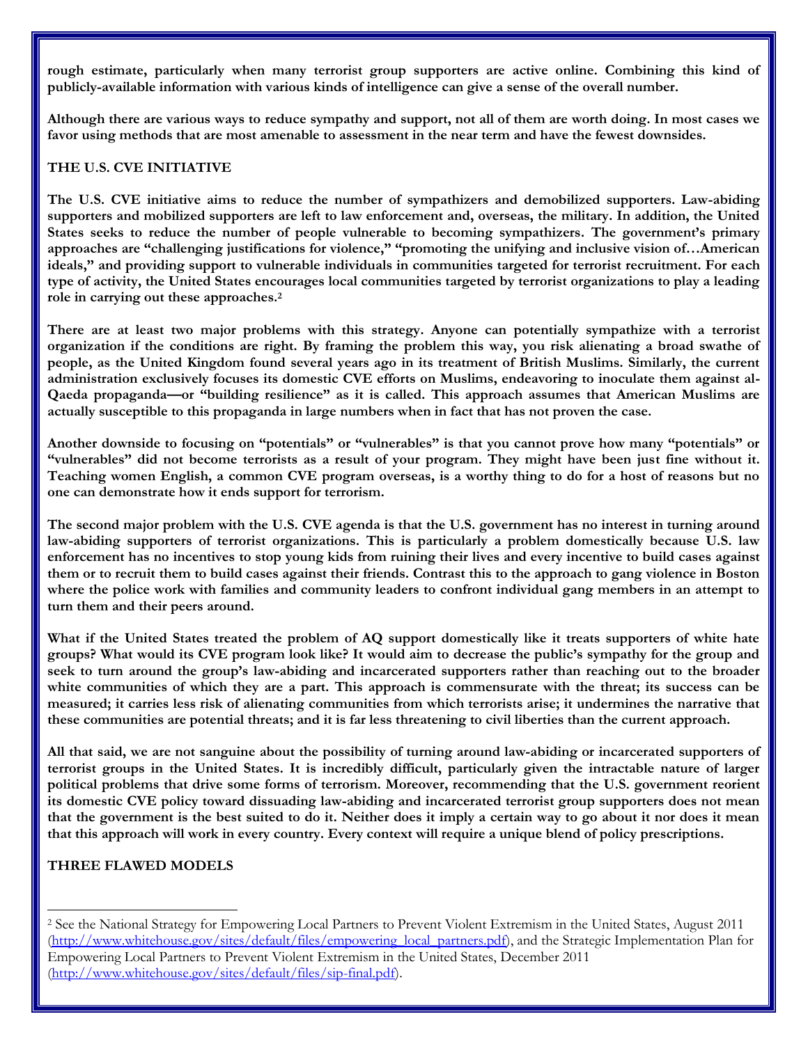rough estimate, particularly when many terrorist group supporters are active online. Combining this kind of publicly-available information with various kinds of intelligence can give a sense of the overall number.

Although there are various ways to reduce sympathy and support, not all of them are worth doing. In most cases we favor using methods that are most amenable to assessment in the near term and have the fewest downsides.

## THE U.S. CVE INITIATIVE

The U.S. CVE initiative aims to reduce the number of sympathizers and demobilized supporters. Law-abiding supporters and mobilized supporters are left to law enforcement and, overseas, the military. In addition, the United States seeks to reduce the number of people vulnerable to becoming sympathizers. The government's primary approaches are "challenging justifications for violence," "promoting the unifying and inclusive vision of…American ideals," and providing support to vulnerable individuals in communities targeted for terrorist recruitment. For each type of activity, the United States encourages local communities targeted by terrorist organizations to play a leading role in carrying out these approaches.[2]

There are at least two major problems with this strategy. Anyone can potentially sympathize with a terrorist organization if the conditions are right. By framing the problem this way, you risk alienating a broad swathe of people, as the United Kingdom found several years ago in its treatment of British Muslims. Similarly, the current administration exclusively focuses its domestic CVE efforts on Muslims, endeavoring to inoculate them against al-Qaeda propaganda—or "building resilience" as it is called. This approach assumes that American Muslims are actually susceptible to this propaganda in large numbers when in fact that has not proven the case.

Another downside to focusing on "potentials" or "vulnerables" is that you cannot prove how many "potentials" or "vulnerables" did not become terrorists as a result of your program. They might have been just fine without it. Teaching women English, a common CVE program overseas, is a worthy thing to do for a host of reasons but no one can demonstrate how it ends support for terrorism.

The second major problem with the U.S. CVE agenda is that the U.S. government has no interest in turning around law-abiding supporters of terrorist organizations. This is particularly a problem domestically because U.S. law enforcement has no incentives to stop young kids from ruining their lives and every incentive to build cases against them or to recruit them to build cases against their friends. Contrast this to the approach to gang violence in Boston where the police work with families and community leaders to confront individual gang members in an attempt to turn them and their peers around.

What if the United States treated the problem of AQ support domestically like it treats supporters of white hate groups? What would its CVE program look like? It would aim to decrease the public's sympathy for the group and seek to turn around the group's law-abiding and incarcerated supporters rather than reaching out to the broader white communities of which they are a part. This approach is commensurate with the threat; its success can be measured; it carries less risk of alienating communities from which terrorists arise; it undermines the narrative that these communities are potential threats; and it is far less threatening to civil liberties than the current approach.

All that said, we are not sanguine about the possibility of turning around law-abiding or incarcerated supporters of terrorist groups in the United States. It is incredibly difficult, particularly given the intractable nature of larger political problems that drive some forms of terrorism. Moreover, recommending that the U.S. government reorient its domestic CVE policy toward dissuading law-abiding and incarcerated terrorist group supporters does not mean that the government is the best suited to do it. Neither does it imply a certain way to go about it nor does it mean that this approach will work in every country. Every context will require a unique blend of policy prescriptions.

## THREE FLAWED MODELS

---

[2] See the National Strategy for Empowering Local Partners to Prevent Violent Extremism in the United States, August 2011 (http://www.whitehouse.gov/sites/default/files/empowering_local_partners.pdf), and the Strategic Implementation Plan for Empowering Local Partners to Prevent Violent Extremism in the United States, December 2011 (http://www.whitehouse.gov/sites/default/files/sip-final.pdf).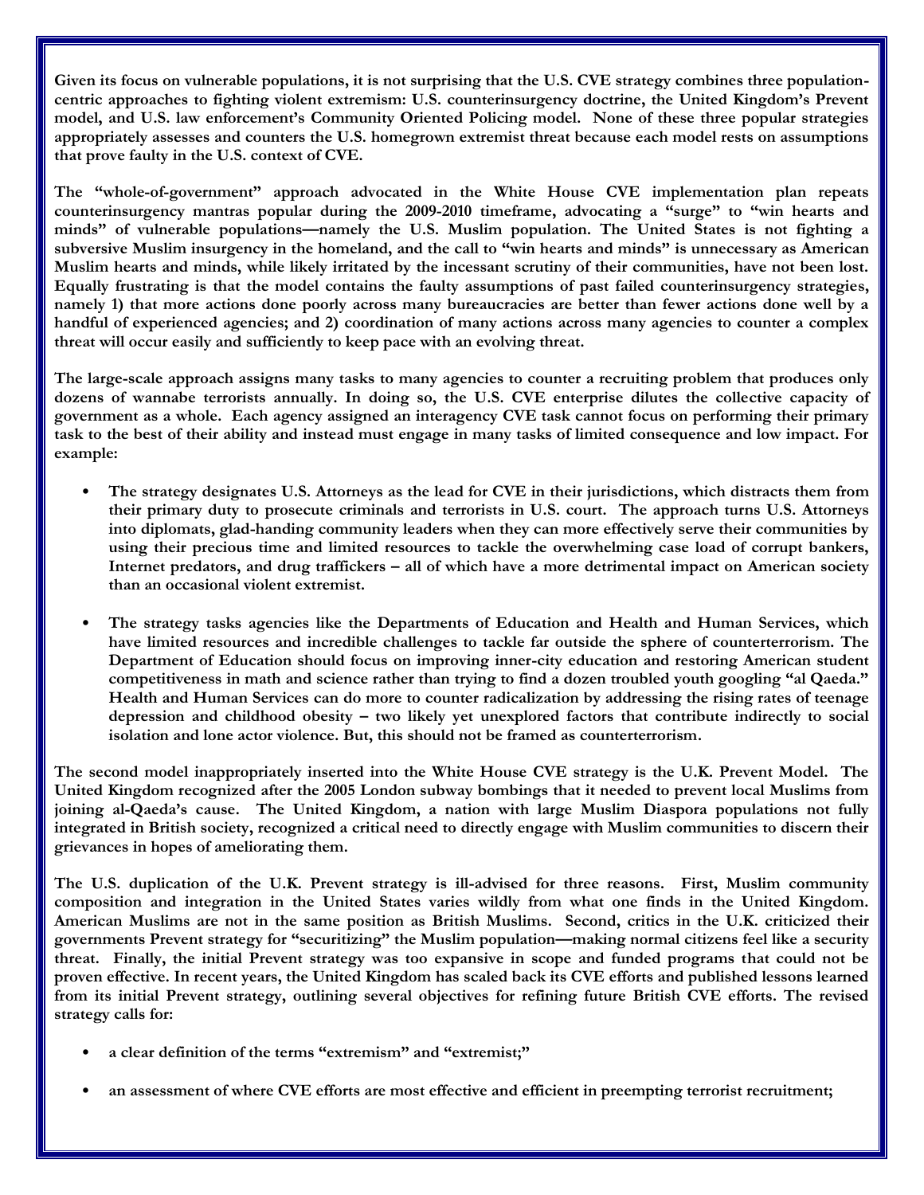Given its focus on vulnerable populations, it is not surprising that the U.S. CVE strategy combines three population-centric approaches to fighting violent extremism: U.S. counterinsurgency doctrine, the United Kingdom's Prevent model, and U.S. law enforcement's Community Oriented Policing model. None of these three popular strategies appropriately assesses and counters the U.S. homegrown extremist threat because each model rests on assumptions that prove faulty in the U.S. context of CVE.

The "whole-of-government" approach advocated in the White House CVE implementation plan repeats counterinsurgency mantras popular during the 2009-2010 timeframe, advocating a "surge" to "win hearts and minds" of vulnerable populations—namely the U.S. Muslim population. The United States is not fighting a subversive Muslim insurgency in the homeland, and the call to "win hearts and minds" is unnecessary as American Muslim hearts and minds, while likely irritated by the incessant scrutiny of their communities, have not been lost. Equally frustrating is that the model contains the faulty assumptions of past failed counterinsurgency strategies, namely 1) that more actions done poorly across many bureaucracies are better than fewer actions done well by a handful of experienced agencies; and 2) coordination of many actions across many agencies to counter a complex threat will occur easily and sufficiently to keep pace with an evolving threat.

The large-scale approach assigns many tasks to many agencies to counter a recruiting problem that produces only dozens of wannabe terrorists annually. In doing so, the U.S. CVE enterprise dilutes the collective capacity of government as a whole. Each agency assigned an interagency CVE task cannot focus on performing their primary task to the best of their ability and instead must engage in many tasks of limited consequence and low impact. For example:

- The strategy designates U.S. Attorneys as the lead for CVE in their jurisdictions, which distracts them from their primary duty to prosecute criminals and terrorists in U.S. court. The approach turns U.S. Attorneys into diplomats, glad-handing community leaders when they can more effectively serve their communities by using their precious time and limited resources to tackle the overwhelming case load of corrupt bankers, Internet predators, and drug traffickers – all of which have a more detrimental impact on American society than an occasional violent extremist.
- The strategy tasks agencies like the Departments of Education and Health and Human Services, which have limited resources and incredible challenges to tackle far outside the sphere of counterterrorism. The Department of Education should focus on improving inner-city education and restoring American student competitiveness in math and science rather than trying to find a dozen troubled youth googling "al Qaeda." Health and Human Services can do more to counter radicalization by addressing the rising rates of teenage depression and childhood obesity – two likely yet unexplored factors that contribute indirectly to social isolation and lone actor violence. But, this should not be framed as counterterrorism.

The second model inappropriately inserted into the White House CVE strategy is the U.K. Prevent Model. The United Kingdom recognized after the 2005 London subway bombings that it needed to prevent local Muslims from joining al-Qaeda's cause. The United Kingdom, a nation with large Muslim Diaspora populations not fully integrated in British society, recognized a critical need to directly engage with Muslim communities to discern their grievances in hopes of ameliorating them.

The U.S. duplication of the U.K. Prevent strategy is ill-advised for three reasons. First, Muslim community composition and integration in the United States varies wildly from what one finds in the United Kingdom. American Muslims are not in the same position as British Muslims. Second, critics in the U.K. criticized their governments Prevent strategy for "securitizing" the Muslim population—making normal citizens feel like a security threat. Finally, the initial Prevent strategy was too expansive in scope and funded programs that could not be proven effective. In recent years, the United Kingdom has scaled back its CVE efforts and published lessons learned from its initial Prevent strategy, outlining several objectives for refining future British CVE efforts. The revised strategy calls for:

- a clear definition of the terms "extremism" and "extremist;"
- an assessment of where CVE efforts are most effective and efficient in preempting terrorist recruitment;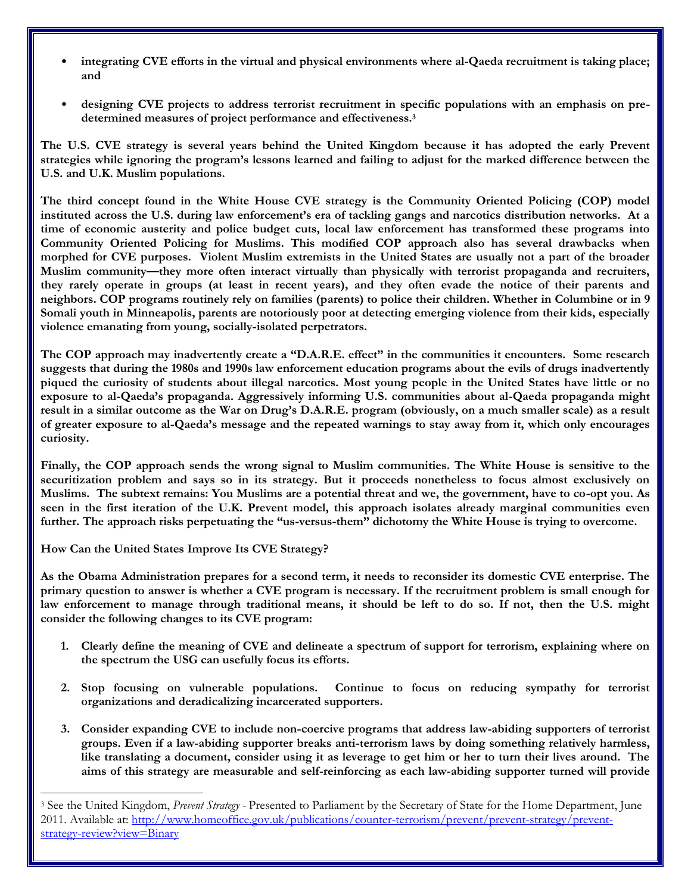- **integrating CVE efforts in the virtual and physical environments where al-Qaeda recruitment is taking place; and**

- **designing CVE projects to address terrorist recruitment in specific populations with an emphasis on pre-determined measures of project performance and effectiveness.[3]**

**The U.S. CVE strategy is several years behind the United Kingdom because it has adopted the early Prevent strategies while ignoring the program's lessons learned and failing to adjust for the marked difference between the U.S. and U.K. Muslim populations.**

**The third concept found in the White House CVE strategy is the Community Oriented Policing (COP) model instituted across the U.S. during law enforcement's era of tackling gangs and narcotics distribution networks. At a time of economic austerity and police budget cuts, local law enforcement has transformed these programs into Community Oriented Policing for Muslims. This modified COP approach also has several drawbacks when morphed for CVE purposes. Violent Muslim extremists in the United States are usually not a part of the broader Muslim community—they more often interact virtually than physically with terrorist propaganda and recruiters, they rarely operate in groups (at least in recent years), and they often evade the notice of their parents and neighbors. COP programs routinely rely on families (parents) to police their children. Whether in Columbine or in 9 Somali youth in Minneapolis, parents are notoriously poor at detecting emerging violence from their kids, especially violence emanating from young, socially-isolated perpetrators.**

**The COP approach may inadvertently create a "D.A.R.E. effect" in the communities it encounters. Some research suggests that during the 1980s and 1990s law enforcement education programs about the evils of drugs inadvertently piqued the curiosity of students about illegal narcotics. Most young people in the United States have little or no exposure to al-Qaeda's propaganda. Aggressively informing U.S. communities about al-Qaeda propaganda might result in a similar outcome as the War on Drug's D.A.R.E. program (obviously, on a much smaller scale) as a result of greater exposure to al-Qaeda's message and the repeated warnings to stay away from it, which only encourages curiosity.**

**Finally, the COP approach sends the wrong signal to Muslim communities. The White House is sensitive to the securitization problem and says so in its strategy. But it proceeds nonetheless to focus almost exclusively on Muslims. The subtext remains: You Muslims are a potential threat and we, the government, have to co-opt you. As seen in the first iteration of the U.K. Prevent model, this approach isolates already marginal communities even further. The approach risks perpetuating the "us-versus-them" dichotomy the White House is trying to overcome.**

**How Can the United States Improve Its CVE Strategy?**

**As the Obama Administration prepares for a second term, it needs to reconsider its domestic CVE enterprise. The primary question to answer is whether a CVE program is necessary. If the recruitment problem is small enough for law enforcement to manage through traditional means, it should be left to do so. If not, then the U.S. might consider the following changes to its CVE program:**

1. **Clearly define the meaning of CVE and delineate a spectrum of support for terrorism, explaining where on the spectrum the USG can usefully focus its efforts.**

2. **Stop focusing on vulnerable populations. Continue to focus on reducing sympathy for terrorist organizations and deradicalizing incarcerated supporters.**

3. **Consider expanding CVE to include non-coercive programs that address law-abiding supporters of terrorist groups. Even if a law-abiding supporter breaks anti-terrorism laws by doing something relatively harmless, like translating a document, consider using it as leverage to get him or her to turn their lives around. The aims of this strategy are measurable and self-reinforcing as each law-abiding supporter turned will provide**

---

[3] See the United Kingdom, *Prevent Strategy* - Presented to Parliament by the Secretary of State for the Home Department, June 2011. Available at: http://www.homeoffice.gov.uk/publications/counter-terrorism/prevent/prevent-strategy/prevent-strategy-review?view=Binary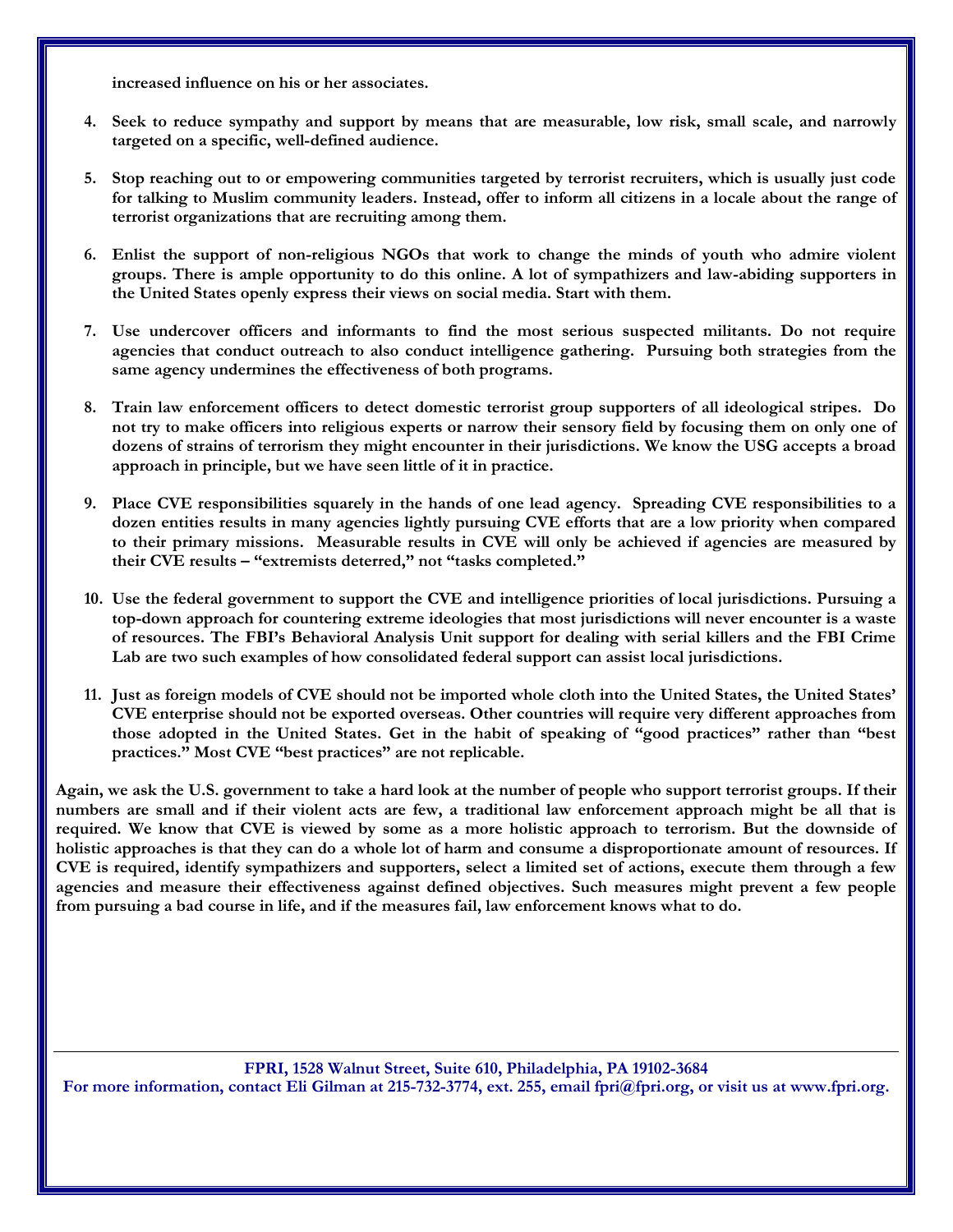**increased influence on his or her associates.**

4. **Seek to reduce sympathy and support by means that are measurable, low risk, small scale, and narrowly targeted on a specific, well-defined audience.**

5. **Stop reaching out to or empowering communities targeted by terrorist recruiters, which is usually just code for talking to Muslim community leaders. Instead, offer to inform all citizens in a locale about the range of terrorist organizations that are recruiting among them.**

6. **Enlist the support of non-religious NGOs that work to change the minds of youth who admire violent groups. There is ample opportunity to do this online. A lot of sympathizers and law-abiding supporters in the United States openly express their views on social media. Start with them.**

7. **Use undercover officers and informants to find the most serious suspected militants. Do not require agencies that conduct outreach to also conduct intelligence gathering. Pursuing both strategies from the same agency undermines the effectiveness of both programs.**

8. **Train law enforcement officers to detect domestic terrorist group supporters of all ideological stripes. Do not try to make officers into religious experts or narrow their sensory field by focusing them on only one of dozens of strains of terrorism they might encounter in their jurisdictions. We know the USG accepts a broad approach in principle, but we have seen little of it in practice.**

9. **Place CVE responsibilities squarely in the hands of one lead agency. Spreading CVE responsibilities to a dozen entities results in many agencies lightly pursuing CVE efforts that are a low priority when compared to their primary missions. Measurable results in CVE will only be achieved if agencies are measured by their CVE results – "extremists deterred," not "tasks completed."**

10. **Use the federal government to support the CVE and intelligence priorities of local jurisdictions. Pursuing a top-down approach for countering extreme ideologies that most jurisdictions will never encounter is a waste of resources. The FBI's Behavioral Analysis Unit support for dealing with serial killers and the FBI Crime Lab are two such examples of how consolidated federal support can assist local jurisdictions.**

11. **Just as foreign models of CVE should not be imported whole cloth into the United States, the United States' CVE enterprise should not be exported overseas. Other countries will require very different approaches from those adopted in the United States. Get in the habit of speaking of "good practices" rather than "best practices." Most CVE "best practices" are not replicable.**

**Again, we ask the U.S. government to take a hard look at the number of people who support terrorist groups. If their numbers are small and if their violent acts are few, a traditional law enforcement approach might be all that is required. We know that CVE is viewed by some as a more holistic approach to terrorism. But the downside of holistic approaches is that they can do a whole lot of harm and consume a disproportionate amount of resources. If CVE is required, identify sympathizers and supporters, select a limited set of actions, execute them through a few agencies and measure their effectiveness against defined objectives. Such measures might prevent a few people from pursuing a bad course in life, and if the measures fail, law enforcement knows what to do.**

---

**FPRI, 1528 Walnut Street, Suite 610, Philadelphia, PA 19102-3684**
**For more information, contact Eli Gilman at 215-732-3774, ext. 255, email fpri@fpri.org, or visit us at www.fpri.org.**